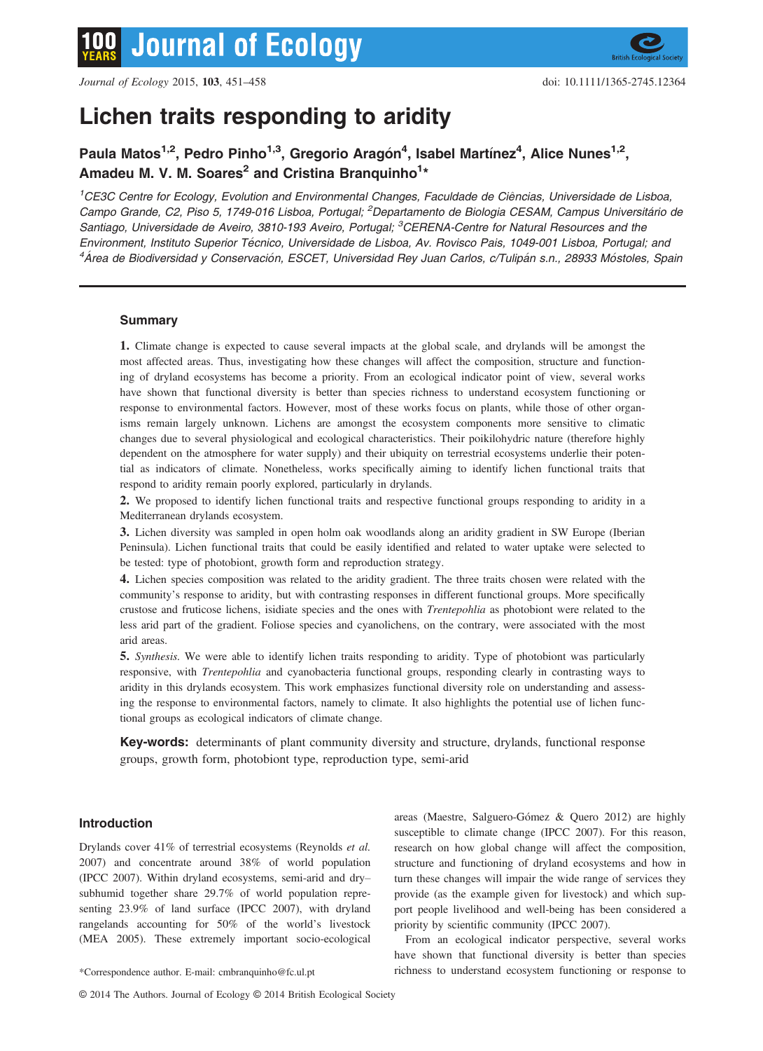# Lichen traits responding to aridity

**Paula Matos[1,2], Pedro Pinho[1,3], Gregorio Aragón[4], Isabel Martínez[4], Alice Nunes[1,2], Amadeu M. V. M. Soares[2] and Cristina Branquinho[1]***

[1]*CE3C Centre for Ecology, Evolution and Environmental Changes, Faculdade de Ciências, Universidade de Lisboa, Campo Grande, C2, Piso 5, 1749-016 Lisboa, Portugal;* [2]*Departamento de Biologia CESAM, Campus Universitário de Santiago, Universidade de Aveiro, 3810-193 Aveiro, Portugal;* [3]*CERENA-Centre for Natural Resources and the Environment, Instituto Superior Técnico, Universidade de Lisboa, Av. Rovisco Pais, 1049-001 Lisboa, Portugal; and* [4]*Área de Biodiversidad y Conservación, ESCET, Universidad Rey Juan Carlos, c/Tulipán s.n., 28933 Móstoles, Spain*

## Summary

**1.** Climate change is expected to cause several impacts at the global scale, and drylands will be amongst the most affected areas. Thus, investigating how these changes will affect the composition, structure and functioning of dryland ecosystems has become a priority. From an ecological indicator point of view, several works have shown that functional diversity is better than species richness to understand ecosystem functioning or response to environmental factors. However, most of these works focus on plants, while those of other organisms remain largely unknown. Lichens are amongst the ecosystem components more sensitive to climatic changes due to several physiological and ecological characteristics. Their poikilohydric nature (therefore highly dependent on the atmosphere for water supply) and their ubiquity on terrestrial ecosystems underlie their potential as indicators of climate. Nonetheless, works specifically aiming to identify lichen functional traits that respond to aridity remain poorly explored, particularly in drylands.

**2.** We proposed to identify lichen functional traits and respective functional groups responding to aridity in a Mediterranean drylands ecosystem.

**3.** Lichen diversity was sampled in open holm oak woodlands along an aridity gradient in SW Europe (Iberian Peninsula). Lichen functional traits that could be easily identified and related to water uptake were selected to be tested: type of photobiont, growth form and reproduction strategy.

**4.** Lichen species composition was related to the aridity gradient. The three traits chosen were related with the community's response to aridity, but with contrasting responses in different functional groups. More specifically crustose and fruticose lichens, isidiate species and the ones with *Trentepohlia* as photobiont were related to the less arid part of the gradient. Foliose species and cyanolichens, on the contrary, were associated with the most arid areas.

**5.** *Synthesis.* We were able to identify lichen traits responding to aridity. Type of photobiont was particularly responsive, with *Trentepohlia* and cyanobacteria functional groups, responding clearly in contrasting ways to aridity in this drylands ecosystem. This work emphasizes functional diversity role on understanding and assessing the response to environmental factors, namely to climate. It also highlights the potential use of lichen functional groups as ecological indicators of climate change.

**Key-words:** determinants of plant community diversity and structure, drylands, functional response groups, growth form, photobiont type, reproduction type, semi-arid

## Introduction

Drylands cover 41% of terrestrial ecosystems (Reynolds *et al.* 2007) and concentrate around 38% of world population (IPCC 2007). Within dryland ecosystems, semi-arid and dry–subhumid together share 29.7% of world population representing 23.9% of land surface (IPCC 2007), with dryland rangelands accounting for 50% of the world's livestock (MEA 2005). These extremely important socio-ecological areas (Maestre, Salguero-Gómez & Quero 2012) are highly susceptible to climate change (IPCC 2007). For this reason, research on how global change will affect the composition, structure and functioning of dryland ecosystems and how in turn these changes will impair the wide range of services they provide (as the example given for livestock) and which support people livelihood and well-being has been considered a priority by scientific community (IPCC 2007).

From an ecological indicator perspective, several works have shown that functional diversity is better than species richness to understand ecosystem functioning or response to

*Correspondence author. E-mail: cmbranquinho@fc.ul.pt

© 2014 The Authors. Journal of Ecology © 2014 British Ecological Society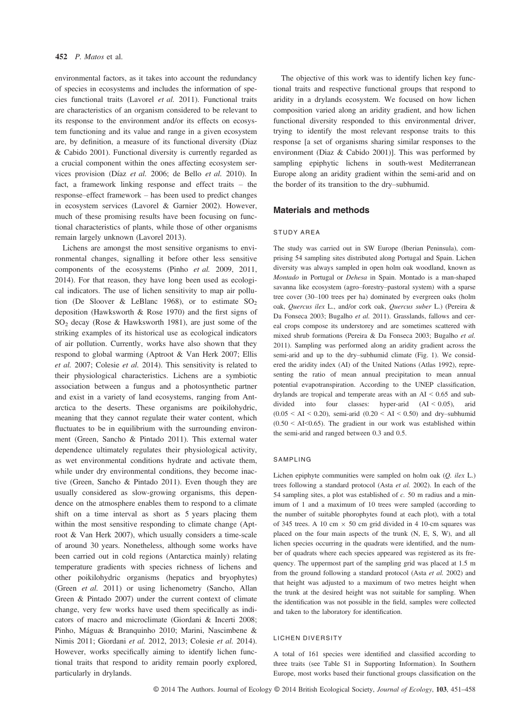environmental factors, as it takes into account the redundancy of species in ecosystems and includes the information of species functional traits (Lavorel *et al.* 2011). Functional traits are characteristics of an organism considered to be relevant to its response to the environment and/or its effects on ecosystem functioning and its value and range in a given ecosystem are, by definition, a measure of its functional diversity (Díaz & Cabido 2001). Functional diversity is currently regarded as a crucial component within the ones affecting ecosystem services provision (Díaz *et al.* 2006; de Bello *et al.* 2010). In fact, a framework linking response and effect traits – the response–effect framework – has been used to predict changes in ecosystem services (Lavorel & Garnier 2002). However, much of these promising results have been focusing on functional characteristics of plants, while those of other organisms remain largely unknown (Lavorel 2013).

Lichens are amongst the most sensitive organisms to environmental changes, signalling it before other less sensitive components of the ecosystems (Pinho *et al.* 2009, 2011, 2014). For that reason, they have long been used as ecological indicators. The use of lichen sensitivity to map air pollution (De Sloover & LeBlanc 1968), or to estimate $SO_2$ deposition (Hawksworth & Rose 1970) and the first signs of $SO_2$ decay (Rose & Hawksworth 1981), are just some of the striking examples of its historical use as ecological indicators of air pollution. Currently, works have also shown that they respond to global warming (Aptroot & Van Herk 2007; Ellis *et al.* 2007; Colesie *et al.* 2014). This sensitivity is related to their physiological characteristics. Lichens are a symbiotic association between a fungus and a photosynthetic partner and exist in a variety of land ecosystems, ranging from Antarctica to the deserts. These organisms are poikilohydric, meaning that they cannot regulate their water content, which fluctuates to be in equilibrium with the surrounding environment (Green, Sancho & Pintado 2011). This external water dependence ultimately regulates their physiological activity, as wet environmental conditions hydrate and activate them, while under dry environmental conditions, they become inactive (Green, Sancho & Pintado 2011). Even though they are usually considered as slow-growing organisms, this dependence on the atmosphere enables them to respond to a climate shift on a time interval as short as 5 years placing them within the most sensitive responding to climate change (Aptroot & Van Herk 2007), which usually considers a time-scale of around 30 years. Nonetheless, although some works have been carried out in cold regions (Antarctica mainly) relating temperature gradients with species richness of lichens and other poikilohydric organisms (hepatics and bryophytes) (Green *et al.* 2011) or using lichenometry (Sancho, Allan Green & Pintado 2007) under the current context of climate change, very few works have used them specifically as indicators of macro and microclimate (Giordani & Incerti 2008; Pinho, Máguas & Branquinho 2010; Marini, Nascimbene & Nimis 2011; Giordani *et al.* 2012, 2013; Colesie *et al.* 2014). However, works specifically aiming to identify lichen functional traits that respond to aridity remain poorly explored, particularly in drylands.

The objective of this work was to identify lichen key functional traits and respective functional groups that respond to aridity in a drylands ecosystem. We focused on how lichen composition varied along an aridity gradient, and how lichen functional diversity responded to this environmental driver, trying to identify the most relevant response traits to this response [a set of organisms sharing similar responses to the environment (Díaz & Cabido 2001)]. This was performed by sampling epiphytic lichens in south-west Mediterranean Europe along an aridity gradient within the semi-arid and on the border of its transition to the dry–subhumid.

## Materials and methods

### STUDY AREA

The study was carried out in SW Europe (Iberian Peninsula), comprising 54 sampling sites distributed along Portugal and Spain. Lichen diversity was always sampled in open holm oak woodland, known as *Montado* in Portugal or *Dehesa* in Spain. Montado is a man-shaped savanna like ecosystem (agro–forestry–pastoral system) with a sparse tree cover (30–100 trees per ha) dominated by evergreen oaks (holm oak, *Quercus ilex* L., and/or cork oak, *Quercus suber* L.) (Pereira & Da Fonseca 2003; Bugalho *et al.* 2011). Grasslands, fallows and cereal crops compose its understorey and are sometimes scattered with mixed shrub formations (Pereira & Da Fonseca 2003; Bugalho *et al.* 2011). Sampling was performed along an aridity gradient across the semi-arid and up to the dry–subhumid climate (Fig. 1). We considered the aridity index (AI) of the United Nations (Atlas 1992), representing the ratio of mean annual precipitation to mean annual potential evapotranspiration. According to the UNEP classification, drylands are tropical and temperate areas with an $AI < 0.65$ and subdivided into four classes: hyper-arid ($AI < 0.05$), arid ($0.05 < AI < 0.20$), semi-arid ($0.20 < AI < 0.50$) and dry–subhumid ($0.50 < AI < 0.65$). The gradient in our work was established within the semi-arid and ranged between 0.3 and 0.5.

### SAMPLING

Lichen epiphyte communities were sampled on holm oak (*Q. ilex* L.) trees following a standard protocol (Asta *et al.* 2002). In each of the 54 sampling sites, a plot was established of *c.* 50 m radius and a minimum of 1 and a maximum of 10 trees were sampled (according to the number of suitable phorophytes found at each plot), with a total of 345 trees. A 10 cm × 50 cm grid divided in 4 10-cm squares was placed on the four main aspects of the trunk (N, E, S, W), and all lichen species occurring in the quadrats were identified, and the number of quadrats where each species appeared was registered as its frequency. The uppermost part of the sampling grid was placed at 1.5 m from the ground following a standard protocol (Asta *et al.* 2002) and that height was adjusted to a maximum of two metres height when the trunk at the desired height was not suitable for sampling. When the identification was not possible in the field, samples were collected and taken to the laboratory for identification.

### LICHEN DIVERSITY

A total of 161 species were identified and classified according to three traits (see Table S1 in Supporting Information). In Southern Europe, most works based their functional groups classification on the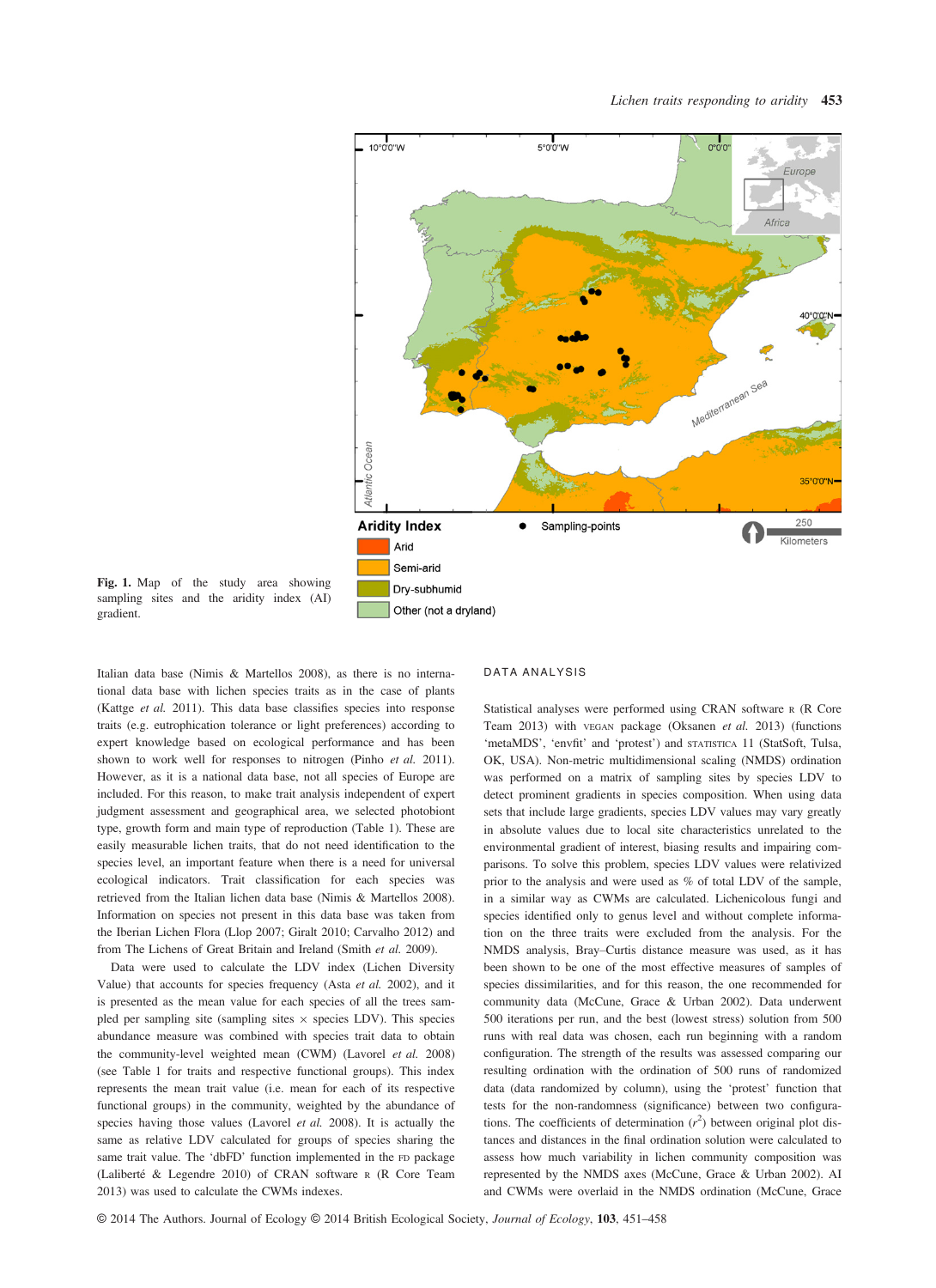Fig. 1. Map of the study area showing sampling sites and the aridity index (AI) gradient.

Italian data base (Nimis & Martellos 2008), as there is no international data base with lichen species traits as in the case of plants (Kattge *et al.* 2011). This data base classifies species into response traits (e.g. eutrophication tolerance or light preferences) according to expert knowledge based on ecological performance and has been shown to work well for responses to nitrogen (Pinho *et al.* 2011). However, as it is a national data base, not all species of Europe are included. For this reason, to make trait analysis independent of expert judgment assessment and geographical area, we selected photobiont type, growth form and main type of reproduction (Table 1). These are easily measurable lichen traits, that do not need identification to the species level, an important feature when there is a need for universal ecological indicators. Trait classification for each species was retrieved from the Italian lichen data base (Nimis & Martellos 2008). Information on species not present in this data base was taken from the Iberian Lichen Flora (Llop 2007; Giralt 2010; Carvalho 2012) and from The Lichens of Great Britain and Ireland (Smith *et al.* 2009).

Data were used to calculate the LDV index (Lichen Diversity Value) that accounts for species frequency (Asta *et al.* 2002), and it is presented as the mean value for each species of all the trees sampled per sampling site (sampling sites × species LDV). This species abundance measure was combined with species trait data to obtain the community-level weighted mean (CWM) (Lavorel *et al.* 2008) (see Table 1 for traits and respective functional groups). This index represents the mean trait value (i.e. mean for each of its respective functional groups) in the community, weighted by the abundance of species having those values (Lavorel *et al.* 2008). It is actually the same as relative LDV calculated for groups of species sharing the same trait value. The 'dbFD' function implemented in the FD package (Laliberté & Legendre 2010) of CRAN software R (R Core Team 2013) was used to calculate the CWMs indexes.

## DATA ANALYSIS

Statistical analyses were performed using CRAN software R (R Core Team 2013) with VEGAN package (Oksanen *et al.* 2013) (functions 'metaMDS', 'envfit' and 'protest') and STATISTICA 11 (StatSoft, Tulsa, OK, USA). Non-metric multidimensional scaling (NMDS) ordination was performed on a matrix of sampling sites by species LDV to detect prominent gradients in species composition. When using data sets that include large gradients, species LDV values may vary greatly in absolute values due to local site characteristics unrelated to the environmental gradient of interest, biasing results and impairing comparisons. To solve this problem, species LDV values were relativized prior to the analysis and were used as % of total LDV of the sample, in a similar way as CWMs are calculated. Lichenicolous fungi and species identified only to genus level and without complete information on the three traits were excluded from the analysis. For the NMDS analysis, Bray–Curtis distance measure was used, as it has been shown to be one of the most effective measures of samples of species dissimilarities, and for this reason, the one recommended for community data (McCune, Grace & Urban 2002). Data underwent 500 iterations per run, and the best (lowest stress) solution from 500 runs with real data was chosen, each run beginning with a random configuration. The strength of the results was assessed comparing our resulting ordination with the ordination of 500 runs of randomized data (data randomized by column), using the 'protest' function that tests for the non-randomness (significance) between two configurations. The coefficients of determination ($r^2$) between original plot distances and distances in the final ordination solution were calculated to assess how much variability in lichen community composition was represented by the NMDS axes (McCune, Grace & Urban 2002). AI and CWMs were overlaid in the NMDS ordination (McCune, Grace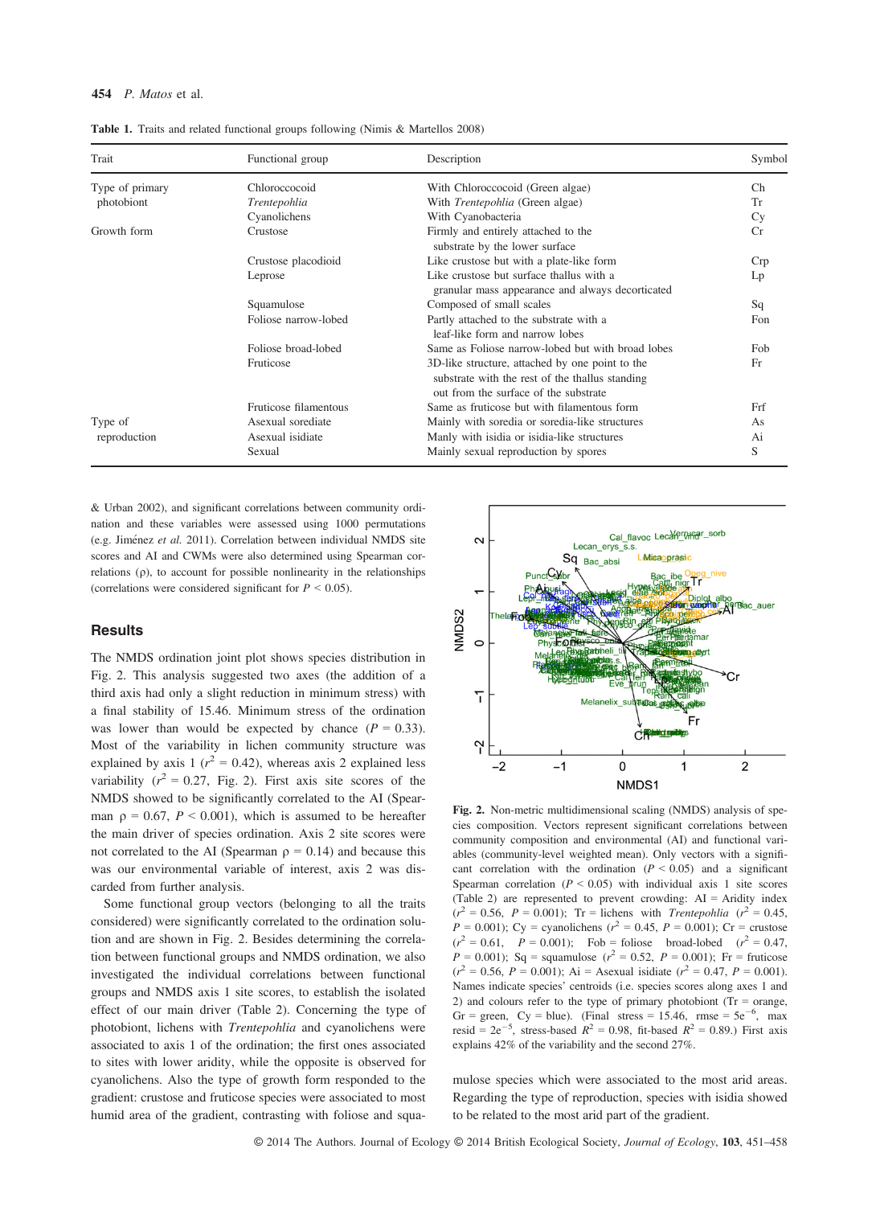**Table 1.** Traits and related functional groups following (Nimis & Martellos 2008)

| Trait | Functional group | Description | Symbol |
|---|---|---|---|
| Type of primary photobiont | Chloroccocoid | With Chloroccocoid (Green algae) | Ch |
| | *Trentepohlia* | With *Trentepohlia* (Green algae) | Tr |
| | Cyanolichens | With Cyanobacteria | Cy |
| Growth form | Crustose | Firmly and entirely attached to the substrate by the lower surface | Cr |
| | Crustose placodioid | Like crustose but with a plate-like form | Crp |
| | Leprose | Like crustose but surface thallus with a granular mass appearance and always decorticated | Lp |
| | Squamulose | Composed of small scales | Sq |
| | Foliose narrow-lobed | Partly attached to the substrate with a leaf-like form and narrow lobes | Fon |
| | Foliose broad-lobed | Same as Foliose narrow-lobed but with broad lobes | Fob |
| | Fruticose | 3D-like structure, attached by one point to the substrate with the rest of the thallus standing out from the surface of the substrate | Fr |
| | Fruticose filamentous | Same as fruticose but with filamentous form | Frf |
| Type of reproduction | Asexual sorediate | Mainly with soredia or soredia-like structures | As |
| | Asexual isidiate | Manly with isidia or isidia-like structures | Ai |
| | Sexual | Mainly sexual reproduction by spores | S |

& Urban 2002), and significant correlations between community ordination and these variables were assessed using 1000 permutations (e.g. Jiménez *et al.* 2011). Correlation between individual NMDS site scores and AI and CWMs were also determined using Spearman correlations (ρ), to account for possible nonlinearity in the relationships (correlations were considered significant for $P < 0.05$).

## Results

The NMDS ordination joint plot shows species distribution in Fig. 2. This analysis suggested two axes (the addition of a third axis had only a slight reduction in minimum stress) with a final stability of 15.46. Minimum stress of the ordination was lower than would be expected by chance ($P = 0.33$). Most of the variability in lichen community structure was explained by axis 1 ($r^2 = 0.42$), whereas axis 2 explained less variability ($r^2 = 0.27$, Fig. 2). First axis site scores of the NMDS showed to be significantly correlated to the AI (Spearman $\rho = 0.67$, $P < 0.001$), which is assumed to be hereafter the main driver of species ordination. Axis 2 site scores were not correlated to the AI (Spearman $\rho = 0.14$) and because this was our environmental variable of interest, axis 2 was discarded from further analysis.

Some functional group vectors (belonging to all the traits considered) were significantly correlated to the ordination solution and are shown in Fig. 2. Besides determining the correlation between functional groups and NMDS ordination, we also investigated the individual correlations between functional groups and NMDS axis 1 site scores, to establish the isolated effect of our main driver (Table 2). Concerning the type of photobiont, lichens with *Trentepohlia* and cyanolichens were associated to axis 1 of the ordination; the first ones associated to sites with lower aridity, while the opposite is observed for cyanolichens. Also the type of growth form responded to the gradient: crustose and fruticose species were associated to most humid area of the gradient, contrasting with foliose and squamulose species which were associated to the most arid areas. Regarding the type of reproduction, species with isidia showed to be related to the most arid part of the gradient.

**Fig. 2.** Non-metric multidimensional scaling (NMDS) analysis of species composition. Vectors represent significant correlations between community composition and environmental (AI) and functional variables (community-level weighted mean). Only vectors with a significant correlation with the ordination ($P < 0.05$) and a significant Spearman correlation ($P < 0.05$) with individual axis 1 site scores (Table 2) are represented to prevent crowding: AI = Aridity index ($r^2 = 0.56$, $P = 0.001$); Tr = lichens with *Trentepohlia* ($r^2 = 0.45$, $P = 0.001$); Cy = cyanolichens ($r^2 = 0.45$, $P = 0.001$); Cr = crustose ($r^2 = 0.61$, $P = 0.001$); Fob = foliose broad-lobed ($r^2 = 0.47$, $P = 0.001$); Sq = squamulose ($r^2 = 0.52$, $P = 0.001$); Fr = fruticose ($r^2 = 0.56$, $P = 0.001$); Ai = Asexual isidiate ($r^2 = 0.47$, $P = 0.001$). Names indicate species' centroids (i.e. species scores along axes 1 and 2) and colours refer to the type of primary photobiont (Tr = orange, Gr = green, Cy = blue). (Final stress = 15.46, rmse = $5e^{-6}$, max resid = $2e^{-5}$, stress-based $R^2 = 0.98$, fit-based $R^2 = 0.89$.) First axis explains 42% of the variability and the second 27%.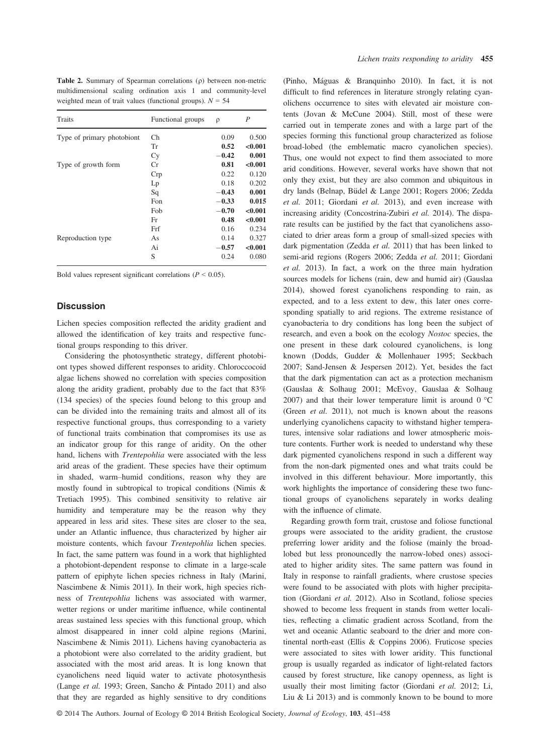**Table 2.** Summary of Spearman correlations (ρ) between non-metric multidimensional scaling ordination axis 1 and community-level weighted mean of trait values (functional groups). $N = 54$

| Traits | Functional groups | ρ | *P* |
|---|---|---|---|
| Type of primary photobiont | Ch | 0.09 | 0.500 |
| | Tr | **0.52** | **<0.001** |
| | Cy | **−0.42** | **0.001** |
| Type of growth form | Cr | **0.81** | **<0.001** |
| | Crp | 0.22 | 0.120 |
| | Lp | 0.18 | 0.202 |
| | Sq | **−0.43** | **0.001** |
| | Fon | **−0.33** | **0.015** |
| | Fob | **−0.70** | **<0.001** |
| | Fr | **0.48** | **<0.001** |
| | Frf | 0.16 | 0.234 |
| Reproduction type | As | 0.14 | 0.327 |
| | Ai | **−0.57** | **<0.001** |
| | S | 0.24 | 0.080 |

Bold values represent significant correlations ($P < 0.05$).

## Discussion

Lichen species composition reflected the aridity gradient and allowed the identification of key traits and respective functional groups responding to this driver.

Considering the photosynthetic strategy, different photobiont types showed different responses to aridity. Chloroccocoid algae lichens showed no correlation with species composition along the aridity gradient, probably due to the fact that 83% (134 species) of the species found belong to this group and can be divided into the remaining traits and almost all of its respective functional groups, thus corresponding to a variety of functional traits combination that compromises its use as an indicator group for this range of aridity. On the other hand, lichens with *Trentepohlia* were associated with the less arid areas of the gradient. These species have their optimum in shaded, warm–humid conditions, reason why they are mostly found in subtropical to tropical conditions (Nimis & Tretiach 1995). This combined sensitivity to relative air humidity and temperature may be the reason why they appeared in less arid sites. These sites are closer to the sea, under an Atlantic influence, thus characterized by higher air moisture contents, which favour *Trentepohlia* lichen species. In fact, the same pattern was found in a work that highlighted a photobiont-dependent response to climate in a large-scale pattern of epiphyte lichen species richness in Italy (Marini, Nascimbene & Nimis 2011). In their work, high species richness of *Trentepohlia* lichens was associated with warmer, wetter regions or under maritime influence, while continental areas sustained less species with this functional group, which almost disappeared in inner cold alpine regions (Marini, Nascimbene & Nimis 2011). Lichens having cyanobacteria as a photobiont were also correlated to the aridity gradient, but associated with the most arid areas. It is long known that cyanolichens need liquid water to activate photosynthesis (Lange *et al.* 1993; Green, Sancho & Pintado 2011) and also that they are regarded as highly sensitive to dry conditions (Pinho, Máguas & Branquinho 2010). In fact, it is not difficult to find references in literature strongly relating cyanolichens occurrence to sites with elevated air moisture contents (Jovan & McCune 2004). Still, most of these were carried out in temperate zones and with a large part of the species forming this functional group characterized as foliose broad-lobed (the emblematic macro cyanolichen species). Thus, one would not expect to find them associated to more arid conditions. However, several works have shown that not only they exist, but they are also common and ubiquitous in dry lands (Belnap, Büdel & Lange 2001; Rogers 2006; Zedda *et al.* 2011; Giordani *et al.* 2013), and even increase with increasing aridity (Concostrina-Zubiri *et al.* 2014). The disparate results can be justified by the fact that cyanolichens associated to drier areas form a group of small-sized species with dark pigmentation (Zedda *et al.* 2011) that has been linked to semi-arid regions (Rogers 2006; Zedda *et al.* 2011; Giordani *et al.* 2013). In fact, a work on the three main hydration sources models for lichens (rain, dew and humid air) (Gauslaa 2014), showed forest cyanolichens responding to rain, as expected, and to a less extent to dew, this later ones corresponding spatially to arid regions. The extreme resistance of cyanobacteria to dry conditions has long been the subject of research, and even a book on the ecology *Nostoc* species, the one present in these dark coloured cyanolichens, is long known (Dodds, Gudder & Mollenhauer 1995; Seckbach 2007; Sand-Jensen & Jespersen 2012). Yet, besides the fact that the dark pigmentation can act as a protection mechanism (Gauslaa & Solhaug 2001; McEvoy, Gauslaa & Solhaug 2007) and that their lower temperature limit is around 0 °C (Green *et al.* 2011), not much is known about the reasons underlying cyanolichens capacity to withstand higher temperatures, intensive solar radiations and lower atmospheric moisture contents. Further work is needed to understand why these dark pigmented cyanolichens respond in such a different way from the non-dark pigmented ones and what traits could be involved in this different behaviour. More importantly, this work highlights the importance of considering these two functional groups of cyanolichens separately in works dealing with the influence of climate.

Regarding growth form trait, crustose and foliose functional groups were associated to the aridity gradient, the crustose preferring lower aridity and the foliose (mainly the broad-lobed but less pronouncedly the narrow-lobed ones) associated to higher aridity sites. The same pattern was found in Italy in response to rainfall gradients, where crustose species were found to be associated with plots with higher precipitation (Giordani *et al.* 2012). Also in Scotland, foliose species showed to become less frequent in stands from wetter localities, reflecting a climatic gradient across Scotland, from the wet and oceanic Atlantic seaboard to the drier and more continental north-east (Ellis & Coppins 2006). Fruticose species were associated to sites with lower aridity. This functional group is usually regarded as indicator of light-related factors caused by forest structure, like canopy openness, as light is usually their most limiting factor (Giordani *et al.* 2012; Li, Liu & Li 2013) and is commonly known to be bound to more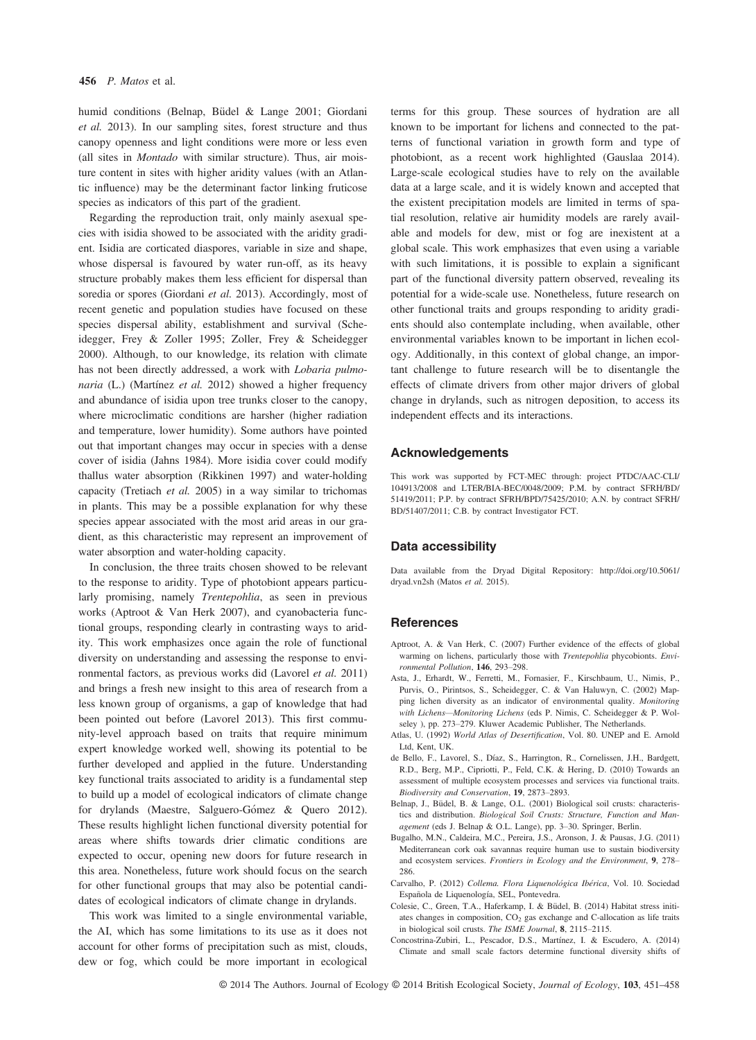humid conditions (Belnap, Büdel & Lange 2001; Giordani *et al.* 2013). In our sampling sites, forest structure and thus canopy openness and light conditions were more or less even (all sites in *Montado* with similar structure). Thus, air moisture content in sites with higher aridity values (with an Atlantic influence) may be the determinant factor linking fruticose species as indicators of this part of the gradient.

Regarding the reproduction trait, only mainly asexual species with isidia showed to be associated with the aridity gradient. Isidia are corticated diaspores, variable in size and shape, whose dispersal is favoured by water run-off, as its heavy structure probably makes them less efficient for dispersal than soredia or spores (Giordani *et al.* 2013). Accordingly, most of recent genetic and population studies have focused on these species dispersal ability, establishment and survival (Scheidegger, Frey & Zoller 1995; Zoller, Frey & Scheidegger 2000). Although, to our knowledge, its relation with climate has not been directly addressed, a work with *Lobaria pulmonaria* (L.) (Martínez *et al.* 2012) showed a higher frequency and abundance of isidia upon tree trunks closer to the canopy, where microclimatic conditions are harsher (higher radiation and temperature, lower humidity). Some authors have pointed out that important changes may occur in species with a dense cover of isidia (Jahns 1984). More isidia cover could modify thallus water absorption (Rikkinen 1997) and water-holding capacity (Tretiach *et al.* 2005) in a way similar to trichomas in plants. This may be a possible explanation for why these species appear associated with the most arid areas in our gradient, as this characteristic may represent an improvement of water absorption and water-holding capacity.

In conclusion, the three traits chosen showed to be relevant to the response to aridity. Type of photobiont appears particularly promising, namely *Trentepohlia*, as seen in previous works (Aptroot & Van Herk 2007), and cyanobacteria functional groups, responding clearly in contrasting ways to aridity. This work emphasizes once again the role of functional diversity on understanding and assessing the response to environmental factors, as previous works did (Lavorel *et al.* 2011) and brings a fresh new insight to this area of research from a less known group of organisms, a gap of knowledge that had been pointed out before (Lavorel 2013). This first community-level approach based on traits that require minimum expert knowledge worked well, showing its potential to be further developed and applied in the future. Understanding key functional traits associated to aridity is a fundamental step to build up a model of ecological indicators of climate change for drylands (Maestre, Salguero-Gómez & Quero 2012). These results highlight lichen functional diversity potential for areas where shifts towards drier climatic conditions are expected to occur, opening new doors for future research in this area. Nonetheless, future work should focus on the search for other functional groups that may also be potential candidates of ecological indicators of climate change in drylands.

This work was limited to a single environmental variable, the AI, which has some limitations to its use as it does not account for other forms of precipitation such as mist, clouds, dew or fog, which could be more important in ecological terms for this group. These sources of hydration are all known to be important for lichens and connected to the patterns of functional variation in growth form and type of photobiont, as a recent work highlighted (Gauslaa 2014). Large-scale ecological studies have to rely on the available data at a large scale, and it is widely known and accepted that the existent precipitation models are limited in terms of spatial resolution, relative air humidity models are rarely available and models for dew, mist or fog are inexistent at a global scale. This work emphasizes that even using a variable with such limitations, it is possible to explain a significant part of the functional diversity pattern observed, revealing its potential for a wide-scale use. Nonetheless, future research on other functional traits and groups responding to aridity gradients should also contemplate including, when available, other environmental variables known to be important in lichen ecology. Additionally, in this context of global change, an important challenge to future research will be to disentangle the effects of climate drivers from other major drivers of global change in drylands, such as nitrogen deposition, to access its independent effects and its interactions.

## Acknowledgements

This work was supported by FCT-MEC through: project PTDC/AAC-CLI/104913/2008 and LTER/BIA-BEC/0048/2009; P.M. by contract SFRH/BD/51419/2011; P.P. by contract SFRH/BPD/75425/2010; A.N. by contract SFRH/BD/51407/2011; C.B. by contract Investigator FCT.

## Data accessibility

Data available from the Dryad Digital Repository: http://doi.org/10.5061/dryad.vn2sh (Matos *et al.* 2015).

## References

Aptroot, A. & Van Herk, C. (2007) Further evidence of the effects of global warming on lichens, particularly those with *Trentepohlia* phycobionts. *Environmental Pollution*, **146**, 293–298.

Asta, J., Erhardt, W., Ferretti, M., Fornasier, F., Kirschbaum, U., Nimis, P., Purvis, O., Pirintsos, S., Scheidegger, C. & Van Haluwyn, C. (2002) Mapping lichen diversity as an indicator of environmental quality. *Monitoring with Lichens—Monitoring Lichens* (eds P. Nimis, C. Scheidegger & P. Wolseley ), pp. 273–279. Kluwer Academic Publisher, The Netherlands.

Atlas, U. (1992) *World Atlas of Desertification*, Vol. 80. UNEP and E. Arnold Ltd, Kent, UK.

de Bello, F., Lavorel, S., Díaz, S., Harrington, R., Cornelissen, J.H., Bardgett, R.D., Berg, M.P., Cipriotti, P., Feld, C.K. & Hering, D. (2010) Towards an assessment of multiple ecosystem processes and services via functional traits. *Biodiversity and Conservation*, **19**, 2873–2893.

Belnap, J., Büdel, B. & Lange, O.L. (2001) Biological soil crusts: characteristics and distribution. *Biological Soil Crusts: Structure, Function and Management* (eds J. Belnap & O.L. Lange), pp. 3–30. Springer, Berlin.

Bugalho, M.N., Caldeira, M.C., Pereira, J.S., Aronson, J. & Pausas, J.G. (2011) Mediterranean cork oak savannas require human use to sustain biodiversity and ecosystem services. *Frontiers in Ecology and the Environment*, **9**, 278–286.

Carvalho, P. (2012) *Collema. Flora Liquenológica Ibérica*, Vol. 10. Sociedad Española de Liquenología, SEL, Pontevedra.

Colesie, C., Green, T.A., Haferkamp, I. & Büdel, B. (2014) Habitat stress initiates changes in composition, $CO_2$ gas exchange and C-allocation as life traits in biological soil crusts. *The ISME Journal*, **8**, 2115–2115.

Concostrina-Zubiri, L., Pescador, D.S., Martínez, I. & Escudero, A. (2014) Climate and small scale factors determine functional diversity shifts of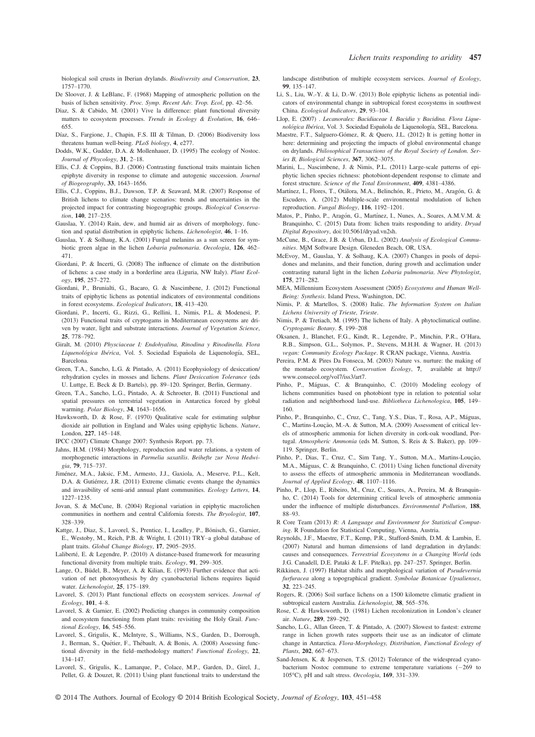biological soil crusts in Iberian drylands. *Biodiversity and Conservation*, **23**, 1757–1770.

De Sloover, J. & LeBlanc, F. (1968) Mapping of atmospheric pollution on the basis of lichen sensitivity. *Proc. Symp. Recent Adv. Trop. Ecol*, pp. 42–56.

Díaz, S. & Cabido, M. (2001) Vive la difference: plant functional diversity matters to ecosystem processes. *Trends in Ecology & Evolution*, **16**, 646–655.

Díaz, S., Fargione, J., Chapin, F.S. III & Tilman, D. (2006) Biodiversity loss threatens human well-being. *PLoS biology*, **4**, e277.

Dodds, W.K., Gudder, D.A. & Mollenhauer, D. (1995) The ecology of Nostoc. *Journal of Phycology*, **31**, 2–18.

Ellis, C.J. & Coppins, B.J. (2006) Contrasting functional traits maintain lichen epiphyte diversity in response to climate and autogenic succession. *Journal of Biogeography*, **33**, 1643–1656.

Ellis, C.J., Coppins, B.J., Dawson, T.P. & Seaward, M.R. (2007) Response of British lichens to climate change scenarios: trends and uncertainties in the projected impact for contrasting biogeographic groups. *Biological Conservation*, **140**, 217–235.

Gauslaa, Y. (2014) Rain, dew, and humid air as drivers of morphology, function and spatial distribution in epiphytic lichens. *Lichenologist*, **46**, 1–16.

Gauslaa, Y. & Solhaug, K.A. (2001) Fungal melanins as a sun screen for symbiotic green algae in the lichen *Lobaria pulmonaria*. *Oecologia*, **126**, 462–471.

Giordani, P. & Incerti, G. (2008) The influence of climate on the distribution of lichens: a case study in a borderline area (Liguria, NW Italy). *Plant Ecology*, **195**, 257–272.

Giordani, P., Brunialti, G., Bacaro, G. & Nascimbene, J. (2012) Functional traits of epiphytic lichens as potential indicators of environmental conditions in forest ecosystems. *Ecological Indicators*, **18**, 413–420.

Giordani, P., Incerti, G., Rizzi, G., Rellini, I., Nimis, P.L. & Modenesi, P. (2013) Functional traits of cryptogams in Mediterranean ecosystems are driven by water, light and substrate interactions. *Journal of Vegetation Science*, **25**, 778–792.

Giralt, M. (2010) *Physciaceae I: Endohyalina, Rinodina y Rinodinella. Flora Liquenológica Ibérica*, Vol. 5. Sociedad Española de Liquenología, SEL, Barcelona.

Green, T.A., Sancho, L.G. & Pintado, A. (2011) Ecophysiology of desiccation/rehydration cycles in mosses and lichens. *Plant Desiccation Tolerance* (eds U. Luttge, E. Beck & D. Bartels), pp. 89–120. Springer, Berlin, Germany.

Green, T.A., Sancho, L.G., Pintado, A. & Schroeter, B. (2011) Functional and spatial pressures on terrestrial vegetation in Antarctica forced by global warming. *Polar Biology*, **34**, 1643–1656.

Hawksworth, D. & Rose, F. (1970) Qualitative scale for estimating sulphur dioxide air pollution in England and Wales using epiphytic lichens. *Nature*, London, **227**, 145–148.

IPCC (2007) Climate Change 2007: Synthesis Report. pp. 73.

Jahns, H.M. (1984) Morphology, reproduction and water relations, a system of morphogenetic interactions in *Parmelia saxatilis*. *Beihefte zur Nova Hedwigia*, **79**, 715–737.

Jiménez, M.A., Jaksic, F.M., Armesto, J.J., Gaxiola, A., Meserve, P.L., Kelt, D.A. & Gutiérrez, J.R. (2011) Extreme climatic events change the dynamics and invasibility of semi-arid annual plant communities. *Ecology Letters*, **14**, 1227–1235.

Jovan, S. & McCune, B. (2004) Regional variation in epiphytic macrolichen communities in northern and central California forests. *The Bryologist*, **107**, 328–339.

Kattge, J., Diaz, S., Lavorel, S., Prentice, I., Leadley, P., Bönisch, G., Garnier, E., Westoby, M., Reich, P.B. & Wright, I. (2011) TRY–a global database of plant traits. *Global Change Biology*, **17**, 2905–2935.

Laliberté, E. & Legendre, P. (2010) A distance-based framework for measuring functional diversity from multiple traits. *Ecology*, **91**, 299–305.

Lange, O., Büdel, B., Meyer, A. & Kilian, E. (1993) Further evidence that activation of net photosynthesis by dry cyanobacterial lichens requires liquid water. *Lichenologist*, **25**, 175–189.

Lavorel, S. (2013) Plant functional effects on ecosystem services. *Journal of Ecology*, **101**, 4–8.

Lavorel, S. & Garnier, E. (2002) Predicting changes in community composition and ecosystem functioning from plant traits: revisiting the Holy Grail. *Functional Ecology*, **16**, 545–556.

Lavorel, S., Grigulis, K., McIntyre, S., Williams, N.S., Garden, D., Dorrough, J., Berman, S., Quétier, F., Thébault, A. & Bonis, A. (2008) Assessing functional diversity in the field–methodology matters! *Functional Ecology*, **22**, 134–147.

Lavorel, S., Grigulis, K., Lamarque, P., Colace, M.P., Garden, D., Girel, J., Pellet, G. & Douzet, R. (2011) Using plant functional traits to understand the landscape distribution of multiple ecosystem services. *Journal of Ecology*, **99**, 135–147.

Li, S., Liu, W.-Y. & Li, D.-W. (2013) Bole epiphytic lichens as potential indicators of environmental change in subtropical forest ecosystems in southwest China. *Ecological Indicators*, **29**, 93–104.

Llop, E. (2007) . *Lecanorales: Bacidiaceae I. Bacidia y Bacidina. Flora Liquenológica Ibérica*, Vol. 3. Sociedad Española de Liquenología, SEL, Barcelona.

Maestre, F.T., Salguero-Gómez, R. & Quero, J.L. (2012) It is getting hotter in here: determining and projecting the impacts of global environmental change on drylands. *Philosophical Transactions of the Royal Society of London. Series B, Biological Sciences*, **367**, 3062–3075.

Marini, L., Nascimbene, J. & Nimis, P.L. (2011) Large-scale patterns of epiphytic lichen species richness: photobiont-dependent response to climate and forest structure. *Science of the Total Environment*, **409**, 4381–4386.

Martínez, I., Flores, T., Otálora, M.A., Belinchón, R., Prieto, M., Aragón, G. & Escudero, A. (2012) Multiple-scale environmental modulation of lichen reproduction. *Fungal Biology*, **116**, 1192–1201.

Matos, P., Pinho, P., Aragón, G., Martínez, I., Nunes, A., Soares, A.M.V.M. & Branquinho, C. (2015) Data from: lichen traits responding to aridity. *Dryad Digital Repository*, doi:10.5061/dryad.vn2sh.

McCune, B., Grace, J.B. & Urban, D.L. (2002) *Analysis of Ecological Communities*. MjM Software Design. Gleneden Beach, OR, USA.

McEvoy, M., Gauslaa, Y. & Solhaug, K.A. (2007) Changes in pools of depsidones and melanins, and their function, during growth and acclimation under contrasting natural light in the lichen *Lobaria pulmonaria*. *New Phytologist*, **175**, 271–282.

MEA, Millennium Ecosystem Assessment (2005) *Ecosystems and Human Well-Being: Synthesis*. Island Press, Washington, DC.

Nimis, P. & Martellos, S. (2008) Italic. *The Information System on Italian Lichens University of Trieste, Trieste*.

Nimis, P. & Tretiach, M. (1995) The lichens of Italy. A phytoclimatical outline. *Cryptogamic Botany*. **5**, 199–208

Oksanen, J., Blanchet, F.G., Kindt, R., Legendre, P., Minchin, P.R., O'Hara, R.B., Simpson, G.L., Solymos, P., Stevens, M.H.H. & Wagner, H. (2013) *vegan: Community Ecology Package*. R CRAN package, Vienna, Austria.

Pereira, P.M. & Pires Da Fonseca, M. (2003) Nature vs. nurture: the making of the montado ecosystem. *Conservation Ecology*, **7**, available at http://www.consecol.org/vol7/iss3/art7.

Pinho, P., Máguas, C. & Branquinho, C. (2010) Modeling ecology of lichens communities based on photobiont type in relation to potential solar radiation and neighborhood land-use. *Bibliotheca Lichenologica*, **105**, 149–160.

Pinho, P., Branquinho, C., Cruz, C., Tang, Y.S., Dias, T., Rosa, A.P., Máguas, C., Martins-Loução, M.-A. & Sutton, M.A. (2009) Assessment of critical levels of atmospheric ammonia for lichen diversity in cork-oak woodland, Portugal. *Atmospheric Ammonia* (eds M. Sutton, S. Reis & S. Baker), pp. 109–119. Springer, Berlin.

Pinho, P., Dias, T., Cruz, C., Sim Tang, Y., Sutton, M.A., Martins-Loução, M.A., Máguas, C. & Branquinho, C. (2011) Using lichen functional diversity to assess the effects of atmospheric ammonia in Mediterranean woodlands. *Journal of Applied Ecology*, **48**, 1107–1116.

Pinho, P., Llop, E., Ribeiro, M., Cruz, C., Soares, A., Pereira, M. & Branquinho, C. (2014) Tools for determining critical levels of atmospheric ammonia under the influence of multiple disturbances. *Environmental Pollution*, **188**, 88–93.

R Core Team (2013) *R: A Language and Environment for Statistical Computing*. R Foundation for Statistical Computing, Vienna, Austria.

Reynolds, J.F., Maestre, F.T., Kemp, P.R., Stafford-Smith, D.M. & Lambin, E. (2007) Natural and human dimensions of land degradation in drylands: causes and consequences. *Terrestrial Ecosystems in a Changing World* (eds J.G. Canadell, D.E. Pataki & L.F. Pitelka), pp. 247–257. Springer, Berlin.

Rikkinen, J. (1997) Habitat shifts and morphological variation of *Pseudevernia furfuracea* along a topographical gradient. *Symbolae Botanicae Upsalienses*, **32**, 223–245.

Rogers, R. (2006) Soil surface lichens on a 1500 kilometre climatic gradient in subtropical eastern Australia. *Lichenologist*, **38**, 565–576.

Rose, C. & Hawksworth, D. (1981) Lichen recolonization in London's cleaner air. *Nature*, **289**, 289–292.

Sancho, L.G., Allan Green, T. & Pintado, A. (2007) Slowest to fastest: extreme range in lichen growth rates supports their use as an indicator of climate change in Antarctica. *Flora-Morphology, Distribution, Functional Ecology of Plants*, **202**, 667–673.

Sand-Jensen, K. & Jespersen, T.S. (2012) Tolerance of the widespread cyanobacterium Nostoc commune to extreme temperature variations (−269 to 105°C), pH and salt stress. *Oecologia*, **169**, 331–339.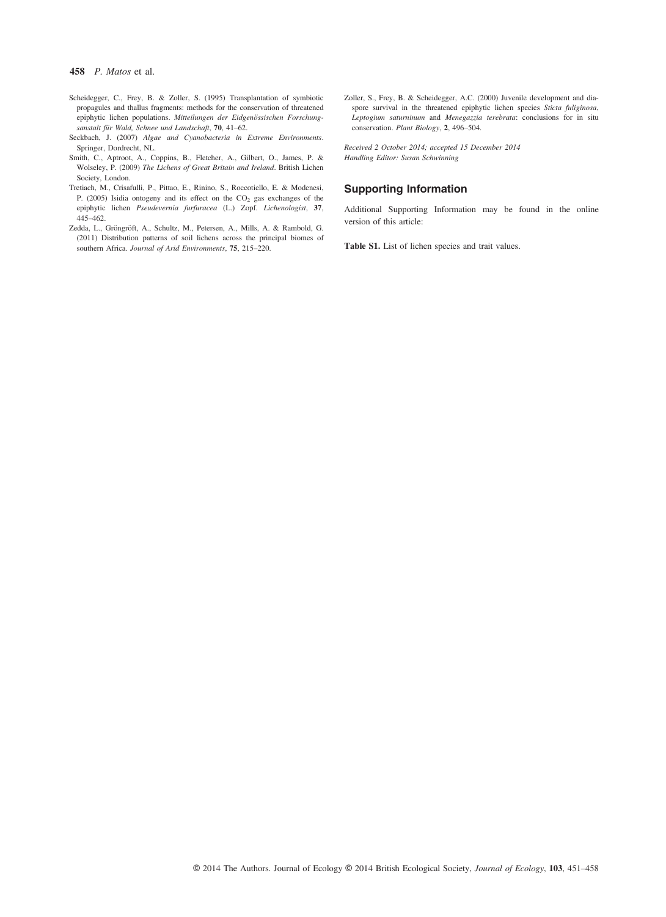Scheidegger, C., Frey, B. & Zoller, S. (1995) Transplantation of symbiotic propagules and thallus fragments: methods for the conservation of threatened epiphytic lichen populations. *Mitteilungen der Eidgenössischen Forschungsanstalt für Wald, Schnee und Landschaft*, **70**, 41–62.

Seckbach, J. (2007) *Algae and Cyanobacteria in Extreme Environments*. Springer, Dordrecht, NL.

Smith, C., Aptroot, A., Coppins, B., Fletcher, A., Gilbert, O., James, P. & Wolseley, P. (2009) *The Lichens of Great Britain and Ireland*. British Lichen Society, London.

Tretiach, M., Crisafulli, P., Pittao, E., Rinino, S., Roccotiello, E. & Modenesi, P. (2005) Isidia ontogeny and its effect on the $CO_2$ gas exchanges of the epiphytic lichen *Pseudevernia furfuracea* (L.) Zopf. *Lichenologist*, **37**, 445–462.

Zedda, L., Gröngröft, A., Schultz, M., Petersen, A., Mills, A. & Rambold, G. (2011) Distribution patterns of soil lichens across the principal biomes of southern Africa. *Journal of Arid Environments*, **75**, 215–220.

Zoller, S., Frey, B. & Scheidegger, A.C. (2000) Juvenile development and diaspore survival in the threatened epiphytic lichen species *Sticta fuliginosa*, *Leptogium saturninum* and *Menegazzia terebrata*: conclusions for in situ conservation. *Plant Biology*, **2**, 496–504.

*Received 2 October 2014; accepted 15 December 2014*
*Handling Editor: Susan Schwinning*

## Supporting Information

Additional Supporting Information may be found in the online version of this article:

**Table S1.** List of lichen species and trait values.